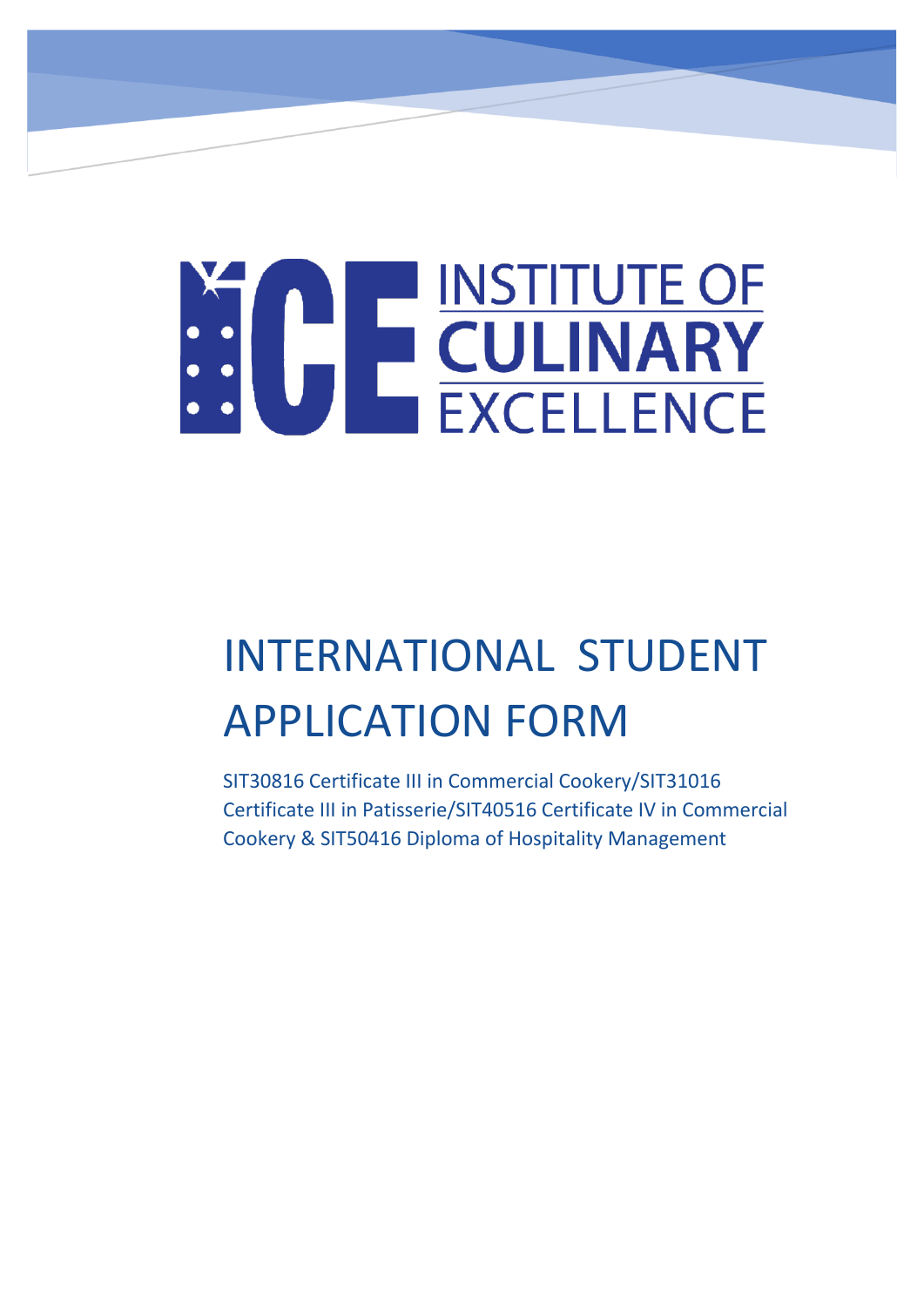ICE INSTITUTE OF CULINARY EXCELLENCE

# INTERNATIONAL STUDENT APPLICATION FORM

SIT30816 Certificate III in Commercial Cookery/SIT31016 Certificate III in Patisserie/SIT40516 Certificate IV in Commercial Cookery & SIT50416 Diploma of Hospitality Management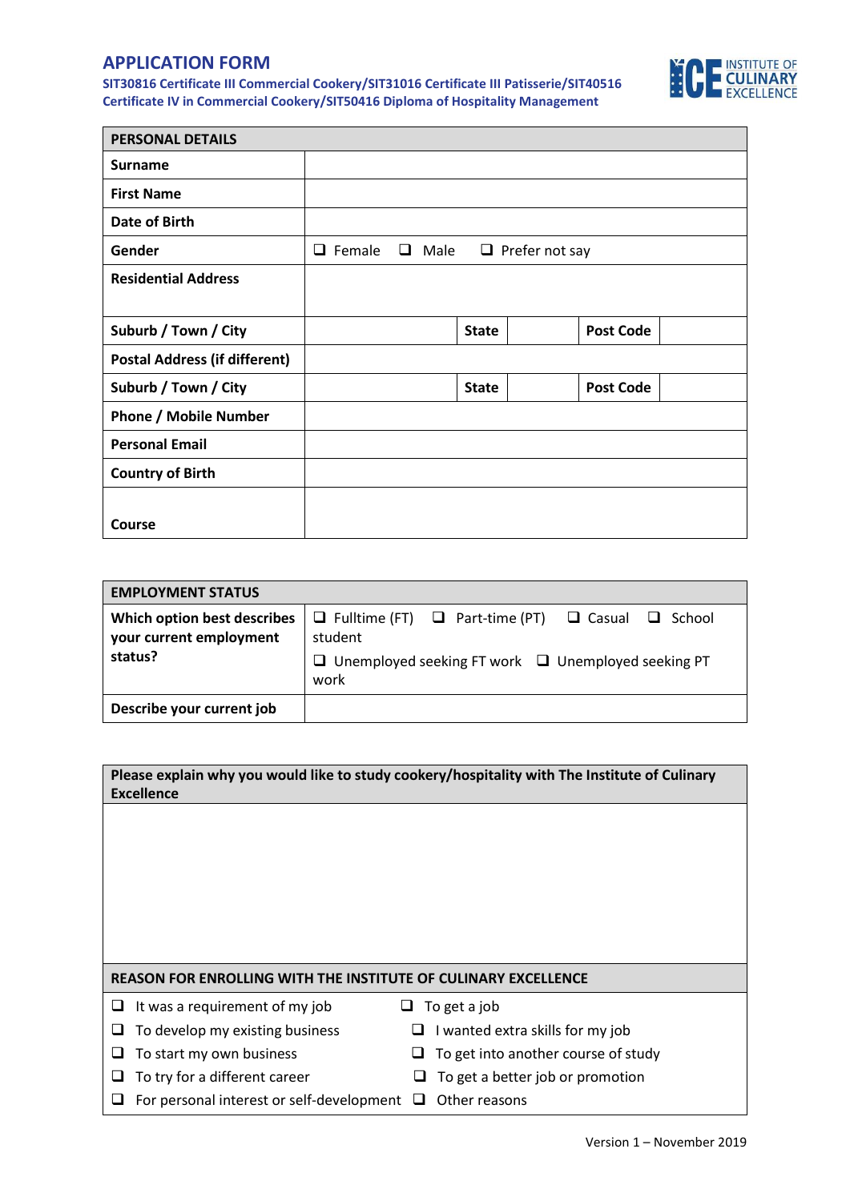# APPLICATION FORM

**SIT30816 Certificate III Commercial Cookery/SIT31016 Certificate III Patisserie/SIT40516 Certificate IV in Commercial Cookery/SIT50416 Diploma of Hospitality Management**

| PERSONAL DETAILS | | | | | |
|---|---|---|---|---|---|
| **Surname** | | | | | |
| **First Name** | | | | | |
| **Date of Birth** | | | | | |
| **Gender** | ❑ Female ❑ Male ❑ Prefer not say | | | | |
| **Residential Address** | | | | | |
| **Suburb / Town / City** | | **State** | | **Post Code** | |
| **Postal Address (if different)** | | | | | |
| **Suburb / Town / City** | | **State** | | **Post Code** | |
| **Phone / Mobile Number** | | | | | |
| **Personal Email** | | | | | |
| **Country of Birth** | | | | | |
| **Course** | | | | | |

| EMPLOYMENT STATUS | |
|---|---|
| **Which option best describes your current employment status?** | ❑ Fulltime (FT) ❑ Part-time (PT) ❑ Casual ❑ School student<br>❑ Unemployed seeking FT work ❑ Unemployed seeking PT work |
| **Describe your current job** | |

| Please explain why you would like to study cookery/hospitality with The Institute of Culinary Excellence |
|---|
| |

| REASON FOR ENROLLING WITH THE INSTITUTE OF CULINARY EXCELLENCE | |
|---|---|
| ❑ It was a requirement of my job | ❑ To get a job |
| ❑ To develop my existing business | ❑ I wanted extra skills for my job |
| ❑ To start my own business | ❑ To get into another course of study |
| ❑ To try for a different career | ❑ To get a better job or promotion |
| ❑ For personal interest or self-development | ❑ Other reasons |

Version 1 – November 2019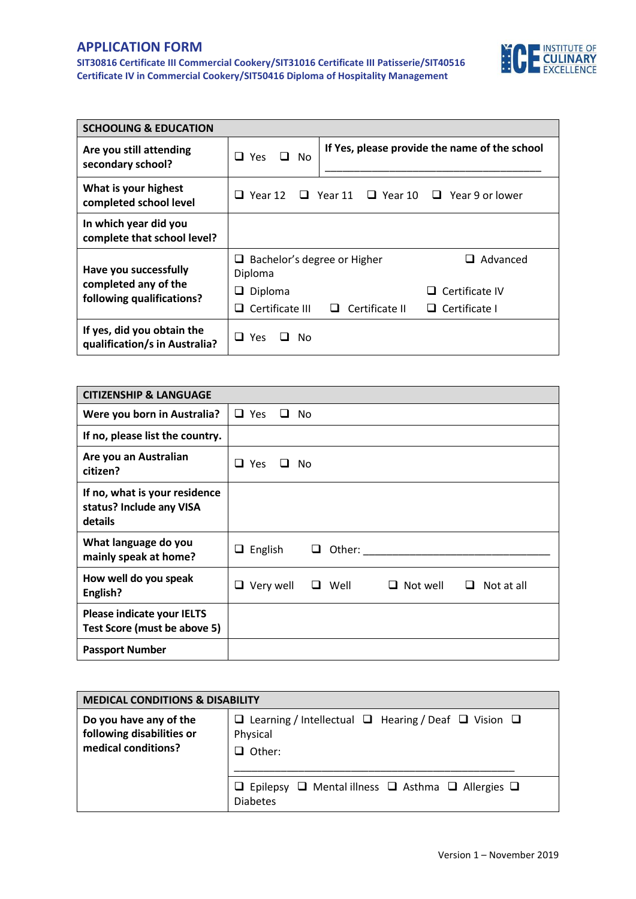## APPLICATION FORM

**SIT30816 Certificate III Commercial Cookery/SIT31016 Certificate III Patisserie/SIT40516 Certificate IV in Commercial Cookery/SIT50416 Diploma of Hospitality Management**

| SCHOOLING & EDUCATION | | |
|---|---|---|
| **Are you still attending secondary school?** | ❑ Yes ❑ No | **If Yes, please provide the name of the school** ___________________________________ |
| **What is your highest completed school level** | ❑ Year 12 ❑ Year 11 ❑ Year 10 ❑ Year 9 or lower | |
| **In which year did you complete that school level?** | | |
| **Have you successfully completed any of the following qualifications?** | ❑ Bachelor's degree or Higher ❑ Advanced Diploma ❑ Diploma ❑ Certificate IV ❑ Certificate III ❑ Certificate II ❑ Certificate I | |
| **If yes, did you obtain the qualification/s in Australia?** | ❑ Yes ❑ No | |

| CITIZENSHIP & LANGUAGE | |
|---|---|
| **Were you born in Australia?** | ❑ Yes ❑ No |
| **If no, please list the country.** | |
| **Are you an Australian citizen?** | ❑ Yes ❑ No |
| **If no, what is your residence status? Include any VISA details** | |
| **What language do you mainly speak at home?** | ❑ English ❑ Other: ________________________________ |
| **How well do you speak English?** | ❑ Very well ❑ Well ❑ Not well ❑ Not at all |
| **Please indicate your IELTS Test Score (must be above 5)** | |
| **Passport Number** | |

| MEDICAL CONDITIONS & DISABILITY | |
|---|---|
| **Do you have any of the following disabilities or medical conditions?** | ❑ Learning / Intellectual ❑ Hearing / Deaf ❑ Vision ❑ Physical ❑ Other: ________________________________________________ |
| | ❑ Epilepsy ❑ Mental illness ❑ Asthma ❑ Allergies ❑ Diabetes |

Version 1 – November 2019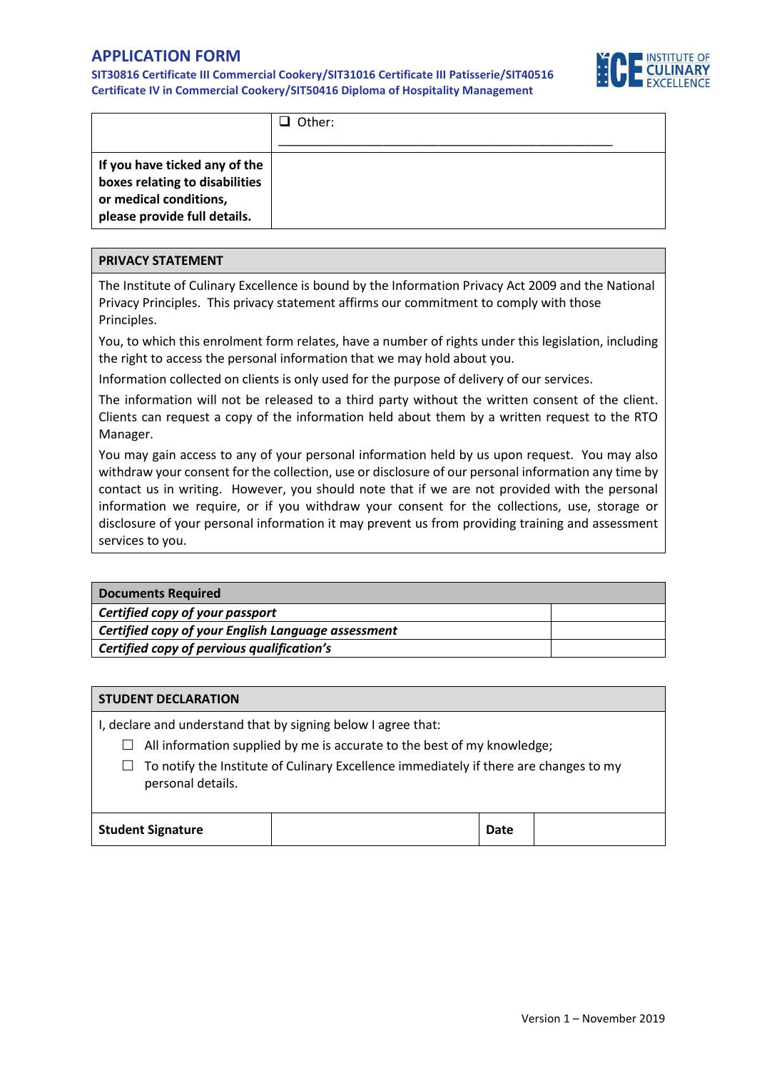# APPLICATION FORM

**SIT30816 Certificate III Commercial Cookery/SIT31016 Certificate III Patisserie/SIT40516 Certificate IV in Commercial Cookery/SIT50416 Diploma of Hospitality Management**

| | |
|---|---|
| | ❑ Other: ___________________________________________ |
| **If you have ticked any of the boxes relating to disabilities or medical conditions, please provide full details.** | |

| PRIVACY STATEMENT |
|---|
| The Institute of Culinary Excellence is bound by the Information Privacy Act 2009 and the National Privacy Principles. This privacy statement affirms our commitment to comply with those Principles. |
| You, to which this enrolment form relates, have a number of rights under this legislation, including the right to access the personal information that we may hold about you. |
| Information collected on clients is only used for the purpose of delivery of our services. |
| The information will not be released to a third party without the written consent of the client. Clients can request a copy of the information held about them by a written request to the RTO Manager. |
| You may gain access to any of your personal information held by us upon request. You may also withdraw your consent for the collection, use or disclosure of our personal information any time by contact us in writing. However, you should note that if we are not provided with the personal information we require, or if you withdraw your consent for the collections, use, storage or disclosure of your personal information it may prevent us from providing training and assessment services to you. |

| Documents Required | |
|---|---|
| *Certified copy of your passport* | |
| *Certified copy of your English Language assessment* | |
| *Certified copy of pervious qualification's* | |

| STUDENT DECLARATION | | | |
|---|---|---|---|
| I, declare and understand that by signing below I agree that:<br>☐ All information supplied by me is accurate to the best of my knowledge;<br>☐ To notify the Institute of Culinary Excellence immediately if there are changes to my personal details. | | | |
| **Student Signature** | | **Date** | |

Version 1 – November 2019